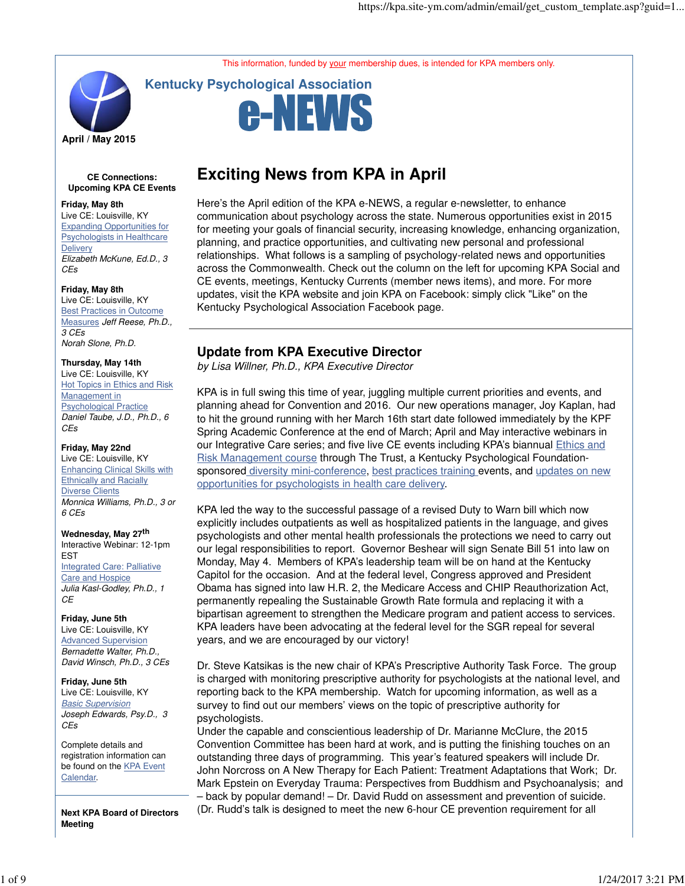This information, funded by your membership dues, is intended for KPA members only.

# Kentucky Psychological Association e-NEWS

**April / May 2015**

**CE Connections: Upcoming KPA CE Events**

**Friday, May 8th**
Live CE: Louisville, KY
Expanding Opportunities for Psychologists in Healthcare Delivery
*Elizabeth McKune, Ed.D., 3 CEs*

**Friday, May 8th**
Live CE: Louisville, KY
Best Practices in Outcome Measures *Jeff Reese, Ph.D., 3 CEs*
*Norah Slone, Ph.D.*

**Thursday, May 14th**
Live CE: Louisville, KY
Hot Topics in Ethics and Risk Management in Psychological Practice
*Daniel Taube, J.D., Ph.D., 6 CEs*

**Friday, May 22nd**
Live CE: Louisville, KY
Enhancing Clinical Skills with Ethnically and Racially Diverse Clients
*Monnica Williams, Ph.D., 3 or 6 CEs*

**Wednesday, May 27th**
Interactive Webinar: 12-1pm EST
Integrated Care: Palliative Care and Hospice
*Julia Kasl-Godley, Ph.D., 1 CE*

**Friday, June 5th**
Live CE: Louisville, KY
Advanced Supervision
*Bernadette Walter, Ph.D., David Winsch, Ph.D., 3 CEs*

**Friday, June 5th**
Live CE: Louisville, KY
*Basic Supervision*
*Joseph Edwards, Psy.D., 3 CEs*

Complete details and registration information can be found on the KPA Event Calendar.

**Next KPA Board of Directors Meeting**

## Exciting News from KPA in April

Here's the April edition of the KPA e-NEWS, a regular e-newsletter, to enhance communication about psychology across the state. Numerous opportunities exist in 2015 for meeting your goals of financial security, increasing knowledge, enhancing organization, planning, and practice opportunities, and cultivating new personal and professional relationships. What follows is a sampling of psychology-related news and opportunities across the Commonwealth. Check out the column on the left for upcoming KPA Social and CE events, meetings, Kentucky Currents (member news items), and more. For more updates, visit the KPA website and join KPA on Facebook: simply click "Like" on the Kentucky Psychological Association Facebook page.

## Update from KPA Executive Director

*by Lisa Willner, Ph.D., KPA Executive Director*

KPA is in full swing this time of year, juggling multiple current priorities and events, and planning ahead for Convention and 2016. Our new operations manager, Joy Kaplan, had to hit the ground running with her March 16th start date followed immediately by the KPF Spring Academic Conference at the end of March; April and May interactive webinars in our Integrative Care series; and five live CE events including KPA's biannual Ethics and Risk Management course through The Trust, a Kentucky Psychological Foundation-sponsored diversity mini-conference, best practices training events, and updates on new opportunities for psychologists in health care delivery.

KPA led the way to the successful passage of a revised Duty to Warn bill which now explicitly includes outpatients as well as hospitalized patients in the language, and gives psychologists and other mental health professionals the protections we need to carry out our legal responsibilities to report. Governor Beshear will sign Senate Bill 51 into law on Monday, May 4. Members of KPA's leadership team will be on hand at the Kentucky Capitol for the occasion. And at the federal level, Congress approved and President Obama has signed into law H.R. 2, the Medicare Access and CHIP Reauthorization Act, permanently repealing the Sustainable Growth Rate formula and replacing it with a bipartisan agreement to strengthen the Medicare program and patient access to services. KPA leaders have been advocating at the federal level for the SGR repeal for several years, and we are encouraged by our victory!

Dr. Steve Katsikas is the new chair of KPA's Prescriptive Authority Task Force. The group is charged with monitoring prescriptive authority for psychologists at the national level, and reporting back to the KPA membership. Watch for upcoming information, as well as a survey to find out our members' views on the topic of prescriptive authority for psychologists.
Under the capable and conscientious leadership of Dr. Marianne McClure, the 2015 Convention Committee has been hard at work, and is putting the finishing touches on an outstanding three days of programming. This year's featured speakers will include Dr. John Norcross on A New Therapy for Each Patient: Treatment Adaptations that Work; Dr. Mark Epstein on Everyday Trauma: Perspectives from Buddhism and Psychoanalysis; and – back by popular demand! – Dr. David Rudd on assessment and prevention of suicide. (Dr. Rudd's talk is designed to meet the new 6-hour CE prevention requirement for all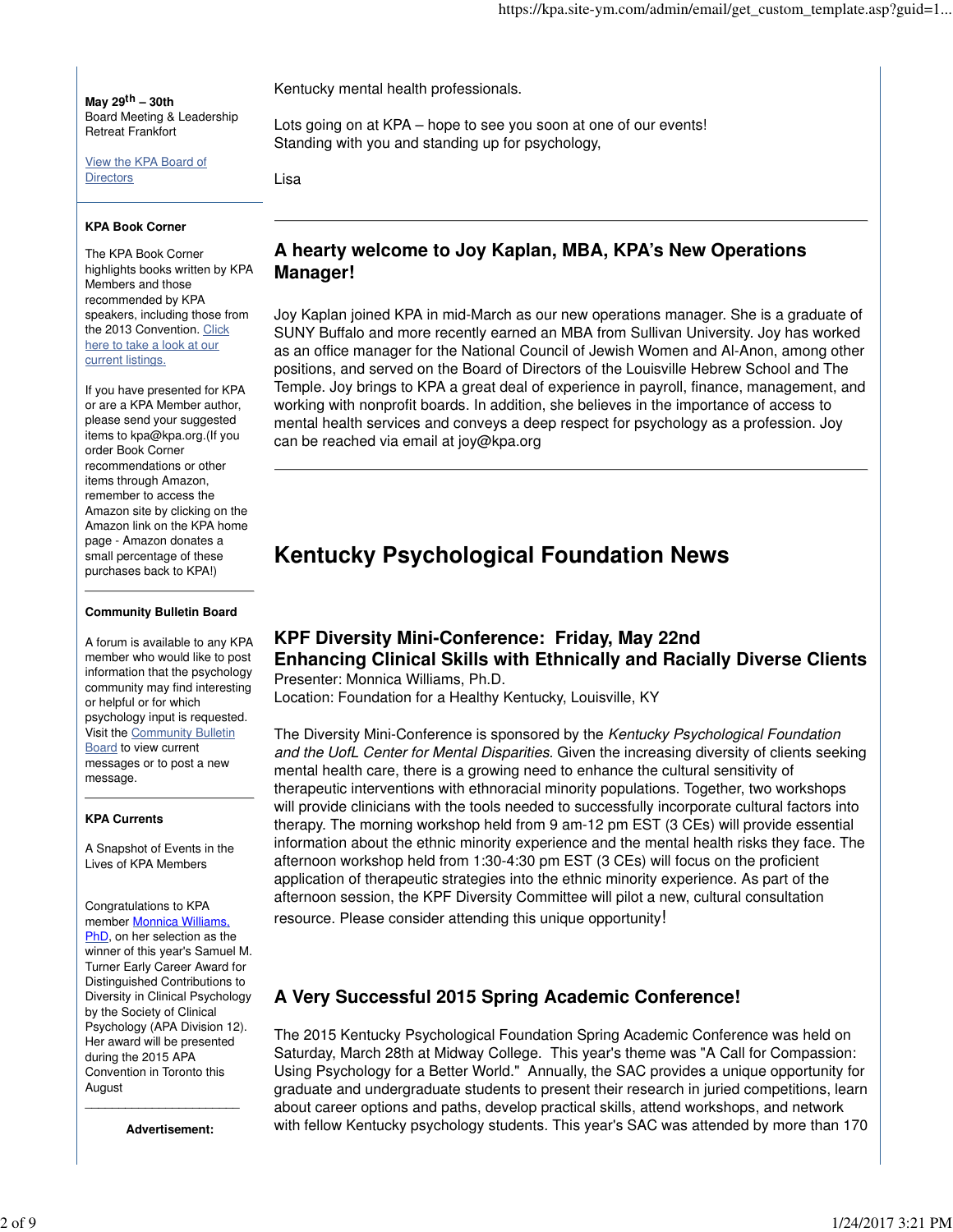**May 29th – 30th**
Board Meeting & Leadership Retreat Frankfort

View the KPA Board of Directors

**KPA Book Corner**

The KPA Book Corner highlights books written by KPA Members and those recommended by KPA speakers, including those from the 2013 Convention. Click here to take a look at our current listings.

If you have presented for KPA or are a KPA Member author, please send your suggested items to kpa@kpa.org.(If you order Book Corner recommendations or other items through Amazon, remember to access the Amazon site by clicking on the Amazon link on the KPA home page - Amazon donates a small percentage of these purchases back to KPA!)

**Community Bulletin Board**

A forum is available to any KPA member who would like to post information that the psychology community may find interesting or helpful or for which psychology input is requested. Visit the Community Bulletin Board to view current messages or to post a new message.

**KPA Currents**

A Snapshot of Events in the Lives of KPA Members

Congratulations to KPA member Monnica Williams, PhD, on her selection as the winner of this year's Samuel M. Turner Early Career Award for Distinguished Contributions to Diversity in Clinical Psychology by the Society of Clinical Psychology (APA Division 12). Her award will be presented during the 2015 APA Convention in Toronto this August

**Advertisement:**

Kentucky mental health professionals.

Lots going on at KPA – hope to see you soon at one of our events!
Standing with you and standing up for psychology,

Lisa

---

## A hearty welcome to Joy Kaplan, MBA, KPA's New Operations Manager!

Joy Kaplan joined KPA in mid-March as our new operations manager. She is a graduate of SUNY Buffalo and more recently earned an MBA from Sullivan University. Joy has worked as an office manager for the National Council of Jewish Women and Al-Anon, among other positions, and served on the Board of Directors of the Louisville Hebrew School and The Temple. Joy brings to KPA a great deal of experience in payroll, finance, management, and working with nonprofit boards. In addition, she believes in the importance of access to mental health services and conveys a deep respect for psychology as a profession. Joy can be reached via email at joy@kpa.org

---

# Kentucky Psychological Foundation News

## KPF Diversity Mini-Conference: Friday, May 22nd
## Enhancing Clinical Skills with Ethnically and Racially Diverse Clients

Presenter: Monnica Williams, Ph.D.
Location: Foundation for a Healthy Kentucky, Louisville, KY

The Diversity Mini-Conference is sponsored by the *Kentucky Psychological Foundation and the UofL Center for Mental Disparities.* Given the increasing diversity of clients seeking mental health care, there is a growing need to enhance the cultural sensitivity of therapeutic interventions with ethnoracial minority populations. Together, two workshops will provide clinicians with the tools needed to successfully incorporate cultural factors into therapy. The morning workshop held from 9 am-12 pm EST (3 CEs) will provide essential information about the ethnic minority experience and the mental health risks they face. The afternoon workshop held from 1:30-4:30 pm EST (3 CEs) will focus on the proficient application of therapeutic strategies into the ethnic minority experience. As part of the afternoon session, the KPF Diversity Committee will pilot a new, cultural consultation resource. Please consider attending this unique opportunity!

## A Very Successful 2015 Spring Academic Conference!

The 2015 Kentucky Psychological Foundation Spring Academic Conference was held on Saturday, March 28th at Midway College. This year's theme was "A Call for Compassion: Using Psychology for a Better World." Annually, the SAC provides a unique opportunity for graduate and undergraduate students to present their research in juried competitions, learn about career options and paths, develop practical skills, attend workshops, and network with fellow Kentucky psychology students. This year's SAC was attended by more than 170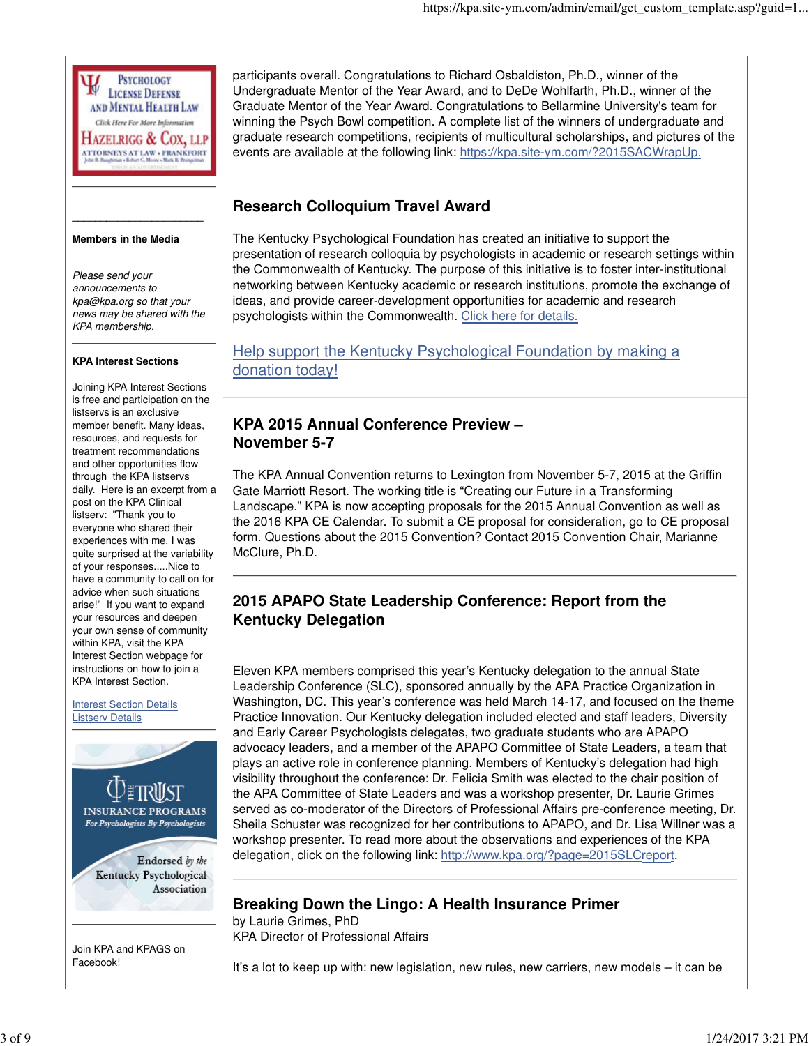participants overall. Congratulations to Richard Osbaldiston, Ph.D., winner of the Undergraduate Mentor of the Year Award, and to DeDe Wohlfarth, Ph.D., winner of the Graduate Mentor of the Year Award. Congratulations to Bellarmine University's team for winning the Psych Bowl competition. A complete list of the winners of undergraduate and graduate research competitions, recipients of multicultural scholarships, and pictures of the events are available at the following link: https://kpa.site-ym.com/?2015SACWrapUp.

## Research Colloquium Travel Award

The Kentucky Psychological Foundation has created an initiative to support the presentation of research colloquia by psychologists in academic or research settings within the Commonwealth of Kentucky. The purpose of this initiative is to foster inter-institutional networking between Kentucky academic or research institutions, promote the exchange of ideas, and provide career-development opportunities for academic and research psychologists within the Commonwealth. Click here for details.

Help support the Kentucky Psychological Foundation by making a donation today!

## KPA 2015 Annual Conference Preview – November 5-7

The KPA Annual Convention returns to Lexington from November 5-7, 2015 at the Griffin Gate Marriott Resort. The working title is "Creating our Future in a Transforming Landscape." KPA is now accepting proposals for the 2015 Annual Convention as well as the 2016 KPA CE Calendar. To submit a CE proposal for consideration, go to CE proposal form. Questions about the 2015 Convention? Contact 2015 Convention Chair, Marianne McClure, Ph.D.

## 2015 APAPO State Leadership Conference: Report from the Kentucky Delegation

Eleven KPA members comprised this year's Kentucky delegation to the annual State Leadership Conference (SLC), sponsored annually by the APA Practice Organization in Washington, DC. This year's conference was held March 14-17, and focused on the theme Practice Innovation. Our Kentucky delegation included elected and staff leaders, Diversity and Early Career Psychologists delegates, two graduate students who are APAPO advocacy leaders, and a member of the APAPO Committee of State Leaders, a team that plays an active role in conference planning. Members of Kentucky's delegation had high visibility throughout the conference: Dr. Felicia Smith was elected to the chair position of the APA Committee of State Leaders and was a workshop presenter, Dr. Laurie Grimes served as co-moderator of the Directors of Professional Affairs pre-conference meeting, Dr. Sheila Schuster was recognized for her contributions to APAPO, and Dr. Lisa Willner was a workshop presenter. To read more about the observations and experiences of the KPA delegation, click on the following link: http://www.kpa.org/?page=2015SLCreport.

## Breaking Down the Lingo: A Health Insurance Primer

by Laurie Grimes, PhD
KPA Director of Professional Affairs

It's a lot to keep up with: new legislation, new rules, new carriers, new models – it can be

---

**Members in the Media**

*Please send your announcements to kpa@kpa.org so that your news may be shared with the KPA membership.*

**KPA Interest Sections**

Joining KPA Interest Sections is free and participation on the listservs is an exclusive member benefit. Many ideas, resources, and requests for treatment recommendations and other opportunities flow through the KPA listservs daily. Here is an excerpt from a post on the KPA Clinical listserv: "Thank you to everyone who shared their experiences with me. I was quite surprised at the variability of your responses.....Nice to have a community to call on for advice when such situations arise!" If you want to expand your resources and deepen your own sense of community within KPA, visit the KPA Interest Section webpage for instructions on how to join a KPA Interest Section.

Interest Section Details
Listserv Details

Join KPA and KPAGS on Facebook!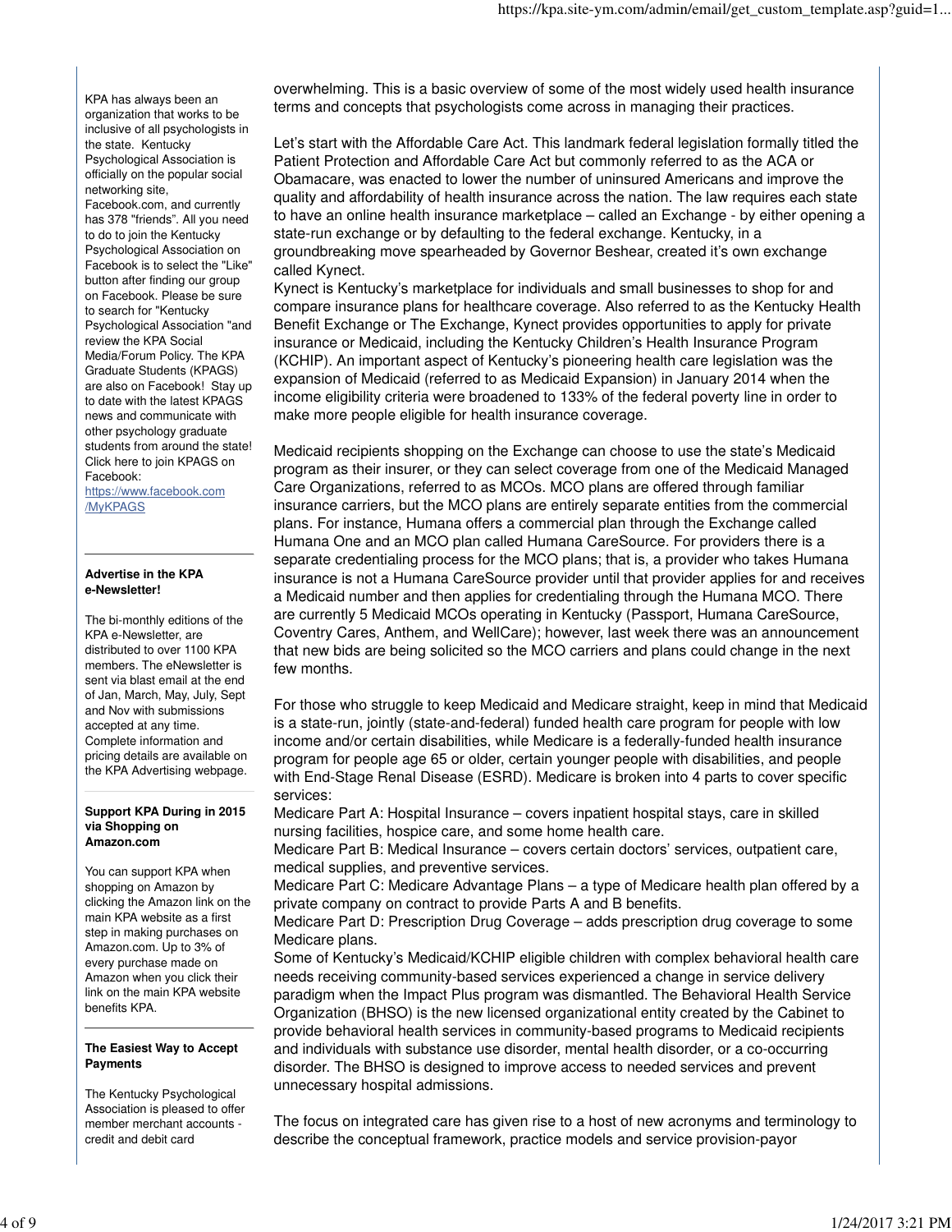KPA has always been an organization that works to be inclusive of all psychologists in the state. Kentucky Psychological Association is officially on the popular social networking site, Facebook.com, and currently has 378 "friends". All you need to do to join the Kentucky Psychological Association on Facebook is to select the "Like" button after finding our group on Facebook. Please be sure to search for "Kentucky Psychological Association "and review the KPA Social Media/Forum Policy. The KPA Graduate Students (KPAGS) are also on Facebook! Stay up to date with the latest KPAGS news and communicate with other psychology graduate students from around the state! Click here to join KPAGS on Facebook: [https://www.facebook.com/MyKPAGS](https://www.facebook.com/MyKPAGS)

---

**Advertise in the KPA e-Newsletter!**

The bi-monthly editions of the KPA e-Newsletter, are distributed to over 1100 KPA members. The eNewsletter is sent via blast email at the end of Jan, March, May, July, Sept and Nov with submissions accepted at any time. Complete information and pricing details are available on the KPA Advertising webpage.

---

**Support KPA During in 2015 via Shopping on Amazon.com**

You can support KPA when shopping on Amazon by clicking the Amazon link on the main KPA website as a first step in making purchases on Amazon.com. Up to 3% of every purchase made on Amazon when you click their link on the main KPA website benefits KPA.

---

**The Easiest Way to Accept Payments**

The Kentucky Psychological Association is pleased to offer member merchant accounts - credit and debit card

---

overwhelming. This is a basic overview of some of the most widely used health insurance terms and concepts that psychologists come across in managing their practices.

Let's start with the Affordable Care Act. This landmark federal legislation formally titled the Patient Protection and Affordable Care Act but commonly referred to as the ACA or Obamacare, was enacted to lower the number of uninsured Americans and improve the quality and affordability of health insurance across the nation. The law requires each state to have an online health insurance marketplace – called an Exchange - by either opening a state-run exchange or by defaulting to the federal exchange. Kentucky, in a groundbreaking move spearheaded by Governor Beshear, created it's own exchange called Kynect.

Kynect is Kentucky's marketplace for individuals and small businesses to shop for and compare insurance plans for healthcare coverage. Also referred to as the Kentucky Health Benefit Exchange or The Exchange, Kynect provides opportunities to apply for private insurance or Medicaid, including the Kentucky Children's Health Insurance Program (KCHIP). An important aspect of Kentucky's pioneering health care legislation was the expansion of Medicaid (referred to as Medicaid Expansion) in January 2014 when the income eligibility criteria were broadened to 133% of the federal poverty line in order to make more people eligible for health insurance coverage.

Medicaid recipients shopping on the Exchange can choose to use the state's Medicaid program as their insurer, or they can select coverage from one of the Medicaid Managed Care Organizations, referred to as MCOs. MCO plans are offered through familiar insurance carriers, but the MCO plans are entirely separate entities from the commercial plans. For instance, Humana offers a commercial plan through the Exchange called Humana One and an MCO plan called Humana CareSource. For providers there is a separate credentialing process for the MCO plans; that is, a provider who takes Humana insurance is not a Humana CareSource provider until that provider applies for and receives a Medicaid number and then applies for credentialing through the Humana MCO. There are currently 5 Medicaid MCOs operating in Kentucky (Passport, Humana CareSource, Coventry Cares, Anthem, and WellCare); however, last week there was an announcement that new bids are being solicited so the MCO carriers and plans could change in the next few months.

For those who struggle to keep Medicaid and Medicare straight, keep in mind that Medicaid is a state-run, jointly (state-and-federal) funded health care program for people with low income and/or certain disabilities, while Medicare is a federally-funded health insurance program for people age 65 or older, certain younger people with disabilities, and people with End-Stage Renal Disease (ESRD). Medicare is broken into 4 parts to cover specific services:

Medicare Part A: Hospital Insurance – covers inpatient hospital stays, care in skilled nursing facilities, hospice care, and some home health care.

Medicare Part B: Medical Insurance – covers certain doctors' services, outpatient care, medical supplies, and preventive services.

Medicare Part C: Medicare Advantage Plans – a type of Medicare health plan offered by a private company on contract to provide Parts A and B benefits.

Medicare Part D: Prescription Drug Coverage – adds prescription drug coverage to some Medicare plans.

Some of Kentucky's Medicaid/KCHIP eligible children with complex behavioral health care needs receiving community-based services experienced a change in service delivery paradigm when the Impact Plus program was dismantled. The Behavioral Health Service Organization (BHSO) is the new licensed organizational entity created by the Cabinet to provide behavioral health services in community-based programs to Medicaid recipients and individuals with substance use disorder, mental health disorder, or a co-occurring disorder. The BHSO is designed to improve access to needed services and prevent unnecessary hospital admissions.

The focus on integrated care has given rise to a host of new acronyms and terminology to describe the conceptual framework, practice models and service provision-payor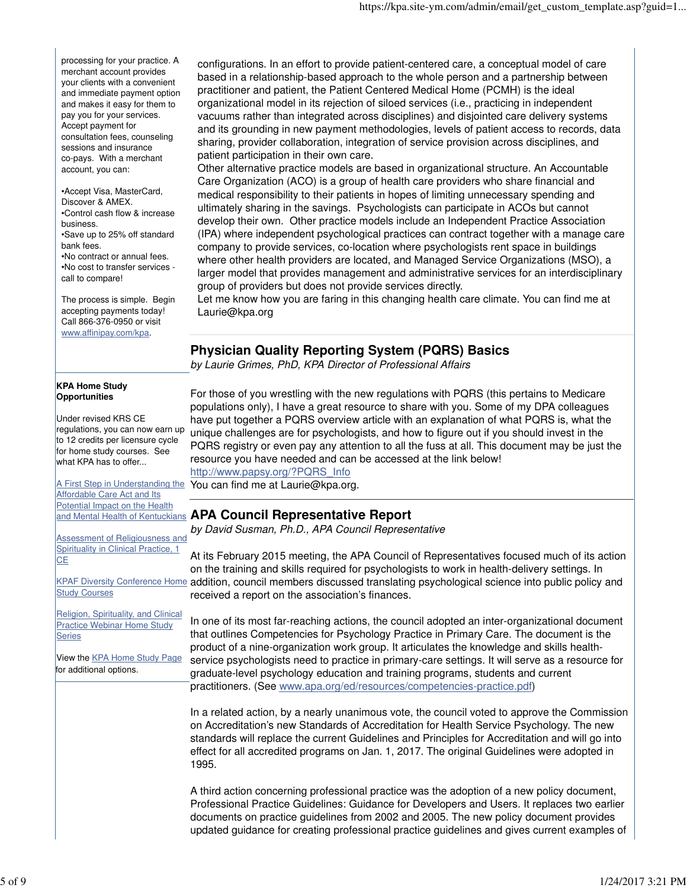processing for your practice. A merchant account provides your clients with a convenient and immediate payment option and makes it easy for them to pay you for your services. Accept payment for consultation fees, counseling sessions and insurance co-pays. With a merchant account, you can:

- •Accept Visa, MasterCard, Discover & AMEX.
- •Control cash flow & increase business.
- •Save up to 25% off standard bank fees.
- •No contract or annual fees.
- •No cost to transfer services - call to compare!

The process is simple. Begin accepting payments today! Call 866-376-0950 or visit [www.affinipay.com/kpa](www.affinipay.com/kpa).

**KPA Home Study Opportunities**

Under revised KRS CE regulations, you can now earn up to 12 credits per licensure cycle for home study courses. See what KPA has to offer...

[A First Step in Understanding the Affordable Care Act and Its Potential Impact on the Health and Mental Health of Kentuckians]()

[Assessment of Religiousness and Spirituality in Clinical Practice, 1 CE]()

[KPAF Diversity Conference Home Study Courses]()

[Religion, Spirituality, and Clinical Practice Webinar Home Study Series]()

View the [KPA Home Study Page]() for additional options.

configurations. In an effort to provide patient-centered care, a conceptual model of care based in a relationship-based approach to the whole person and a partnership between practitioner and patient, the Patient Centered Medical Home (PCMH) is the ideal organizational model in its rejection of siloed services (i.e., practicing in independent vacuums rather than integrated across disciplines) and disjointed care delivery systems and its grounding in new payment methodologies, levels of patient access to records, data sharing, provider collaboration, integration of service provision across disciplines, and patient participation in their own care.

Other alternative practice models are based in organizational structure. An Accountable Care Organization (ACO) is a group of health care providers who share financial and medical responsibility to their patients in hopes of limiting unnecessary spending and ultimately sharing in the savings. Psychologists can participate in ACOs but cannot develop their own. Other practice models include an Independent Practice Association (IPA) where independent psychological practices can contract together with a manage care company to provide services, co-location where psychologists rent space in buildings where other health providers are located, and Managed Service Organizations (MSO), a larger model that provides management and administrative services for an interdisciplinary group of providers but does not provide services directly.

Let me know how you are faring in this changing health care climate. You can find me at Laurie@kpa.org

## Physician Quality Reporting System (PQRS) Basics

*by Laurie Grimes, PhD, KPA Director of Professional Affairs*

For those of you wrestling with the new regulations with PQRS (this pertains to Medicare populations only), I have a great resource to share with you. Some of my DPA colleagues have put together a PQRS overview article with an explanation of what PQRS is, what the unique challenges are for psychologists, and how to figure out if you should invest in the PQRS registry or even pay any attention to all the fuss at all. This document may be just the resource you have needed and can be accessed at the link below!

[http://www.papsy.org/?PQRS_Info](http://www.papsy.org/?PQRS_Info)

You can find me at Laurie@kpa.org.

## APA Council Representative Report

*by David Susman, Ph.D., APA Council Representative*

At its February 2015 meeting, the APA Council of Representatives focused much of its action on the training and skills required for psychologists to work in health-delivery settings. In addition, council members discussed translating psychological science into public policy and received a report on the association's finances.

In one of its most far-reaching actions, the council adopted an inter-organizational document that outlines Competencies for Psychology Practice in Primary Care. The document is the product of a nine-organization work group. It articulates the knowledge and skills health-service psychologists need to practice in primary-care settings. It will serve as a resource for graduate-level psychology education and training programs, students and current practitioners. (See [www.apa.org/ed/resources/competencies-practice.pdf](www.apa.org/ed/resources/competencies-practice.pdf))

In a related action, by a nearly unanimous vote, the council voted to approve the Commission on Accreditation's new Standards of Accreditation for Health Service Psychology. The new standards will replace the current Guidelines and Principles for Accreditation and will go into effect for all accredited programs on Jan. 1, 2017. The original Guidelines were adopted in 1995.

A third action concerning professional practice was the adoption of a new policy document, Professional Practice Guidelines: Guidance for Developers and Users. It replaces two earlier documents on practice guidelines from 2002 and 2005. The new policy document provides updated guidance for creating professional practice guidelines and gives current examples of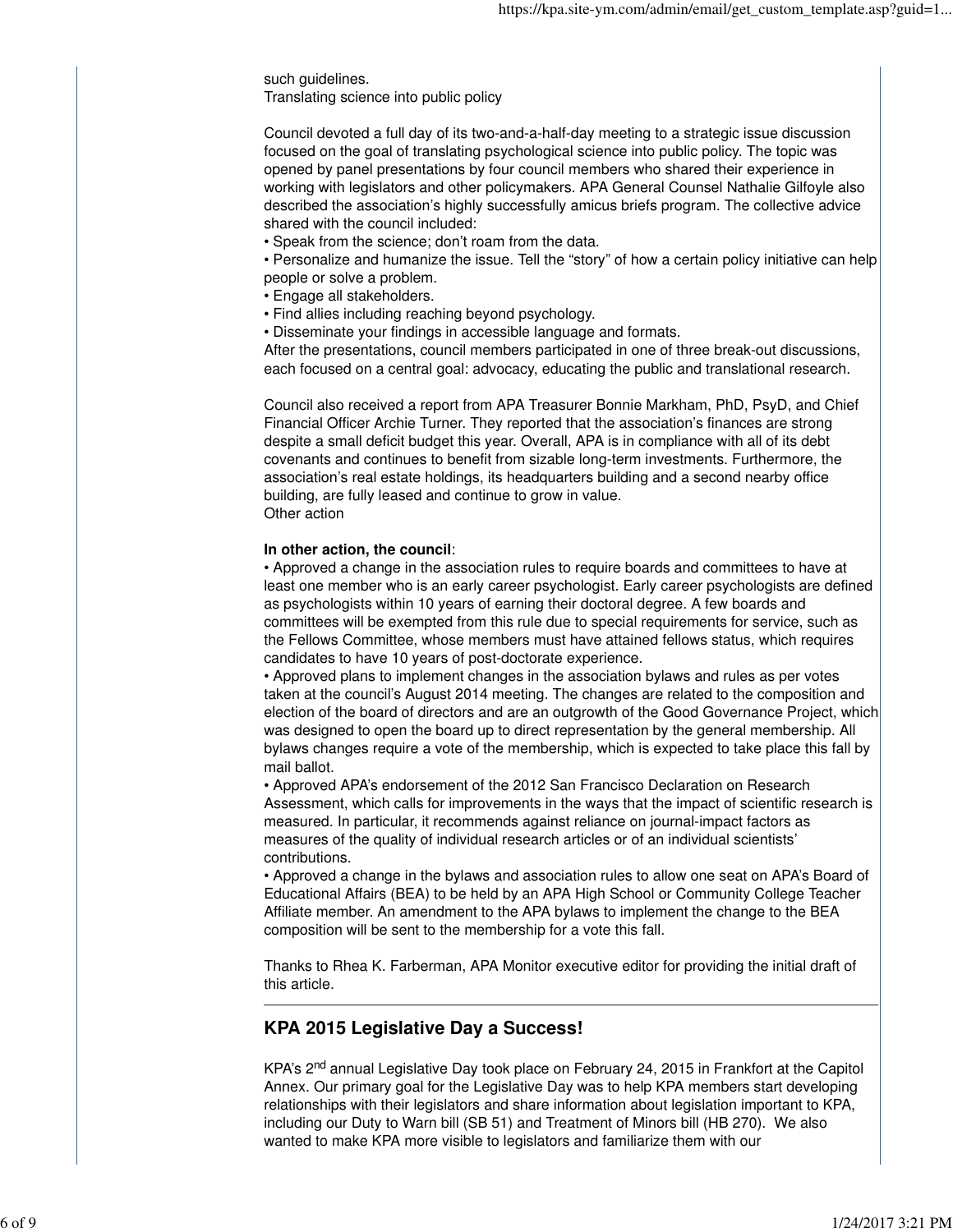such guidelines.

Translating science into public policy

Council devoted a full day of its two-and-a-half-day meeting to a strategic issue discussion focused on the goal of translating psychological science into public policy. The topic was opened by panel presentations by four council members who shared their experience in working with legislators and other policymakers. APA General Counsel Nathalie Gilfoyle also described the association's highly successfully amicus briefs program. The collective advice shared with the council included:

- Speak from the science; don't roam from the data.
- Personalize and humanize the issue. Tell the "story" of how a certain policy initiative can help people or solve a problem.
- Engage all stakeholders.
- Find allies including reaching beyond psychology.
- Disseminate your findings in accessible language and formats.

After the presentations, council members participated in one of three break-out discussions, each focused on a central goal: advocacy, educating the public and translational research.

Council also received a report from APA Treasurer Bonnie Markham, PhD, PsyD, and Chief Financial Officer Archie Turner. They reported that the association's finances are strong despite a small deficit budget this year. Overall, APA is in compliance with all of its debt covenants and continues to benefit from sizable long-term investments. Furthermore, the association's real estate holdings, its headquarters building and a second nearby office building, are fully leased and continue to grow in value.

Other action

**In other action, the council**:

- Approved a change in the association rules to require boards and committees to have at least one member who is an early career psychologist. Early career psychologists are defined as psychologists within 10 years of earning their doctoral degree. A few boards and committees will be exempted from this rule due to special requirements for service, such as the Fellows Committee, whose members must have attained fellows status, which requires candidates to have 10 years of post-doctorate experience.
- Approved plans to implement changes in the association bylaws and rules as per votes taken at the council's August 2014 meeting. The changes are related to the composition and election of the board of directors and are an outgrowth of the Good Governance Project, which was designed to open the board up to direct representation by the general membership. All bylaws changes require a vote of the membership, which is expected to take place this fall by mail ballot.
- Approved APA's endorsement of the 2012 San Francisco Declaration on Research Assessment, which calls for improvements in the ways that the impact of scientific research is measured. In particular, it recommends against reliance on journal-impact factors as measures of the quality of individual research articles or of an individual scientists' contributions.
- Approved a change in the bylaws and association rules to allow one seat on APA's Board of Educational Affairs (BEA) to be held by an APA High School or Community College Teacher Affiliate member. An amendment to the APA bylaws to implement the change to the BEA composition will be sent to the membership for a vote this fall.

Thanks to Rhea K. Farberman, APA Monitor executive editor for providing the initial draft of this article.

---

## KPA 2015 Legislative Day a Success!

KPA's 2nd annual Legislative Day took place on February 24, 2015 in Frankfort at the Capitol Annex. Our primary goal for the Legislative Day was to help KPA members start developing relationships with their legislators and share information about legislation important to KPA, including our Duty to Warn bill (SB 51) and Treatment of Minors bill (HB 270). We also wanted to make KPA more visible to legislators and familiarize them with our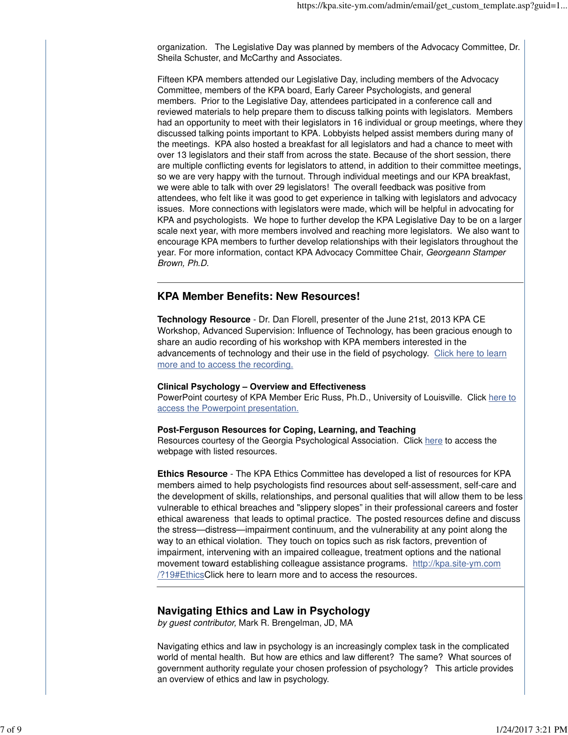organization. The Legislative Day was planned by members of the Advocacy Committee, Dr. Sheila Schuster, and McCarthy and Associates.

Fifteen KPA members attended our Legislative Day, including members of the Advocacy Committee, members of the KPA board, Early Career Psychologists, and general members. Prior to the Legislative Day, attendees participated in a conference call and reviewed materials to help prepare them to discuss talking points with legislators. Members had an opportunity to meet with their legislators in 16 individual or group meetings, where they discussed talking points important to KPA. Lobbyists helped assist members during many of the meetings. KPA also hosted a breakfast for all legislators and had a chance to meet with over 13 legislators and their staff from across the state. Because of the short session, there are multiple conflicting events for legislators to attend, in addition to their committee meetings, so we are very happy with the turnout. Through individual meetings and our KPA breakfast, we were able to talk with over 29 legislators! The overall feedback was positive from attendees, who felt like it was good to get experience in talking with legislators and advocacy issues. More connections with legislators were made, which will be helpful in advocating for KPA and psychologists. We hope to further develop the KPA Legislative Day to be on a larger scale next year, with more members involved and reaching more legislators. We also want to encourage KPA members to further develop relationships with their legislators throughout the year. For more information, contact KPA Advocacy Committee Chair, *Georgeann Stamper Brown, Ph.D*.

---

## KPA Member Benefits: New Resources!

**Technology Resource** - Dr. Dan Florell, presenter of the June 21st, 2013 KPA CE Workshop, Advanced Supervision: Influence of Technology, has been gracious enough to share an audio recording of his workshop with KPA members interested in the advancements of technology and their use in the field of psychology. Click here to learn more and to access the recording.

**Clinical Psychology – Overview and Effectiveness**
PowerPoint courtesy of KPA Member Eric Russ, Ph.D., University of Louisville. Click here to access the Powerpoint presentation.

**Post-Ferguson Resources for Coping, Learning, and Teaching**
Resources courtesy of the Georgia Psychological Association. Click here to access the webpage with listed resources.

**Ethics Resource** - The KPA Ethics Committee has developed a list of resources for KPA members aimed to help psychologists find resources about self-assessment, self-care and the development of skills, relationships, and personal qualities that will allow them to be less vulnerable to ethical breaches and "slippery slopes" in their professional careers and foster ethical awareness that leads to optimal practice. The posted resources define and discuss the stress—distress—impairment continuum, and the vulnerability at any point along the way to an ethical violation. They touch on topics such as risk factors, prevention of impairment, intervening with an impaired colleague, treatment options and the national movement toward establishing colleague assistance programs. http://kpa.site-ym.com/?19#EthicsClick here to learn more and to access the resources.

---

## Navigating Ethics and Law in Psychology

*by guest contributor,* Mark R. Brengelman, JD, MA

Navigating ethics and law in psychology is an increasingly complex task in the complicated world of mental health. But how are ethics and law different? The same? What sources of government authority regulate your chosen profession of psychology? This article provides an overview of ethics and law in psychology.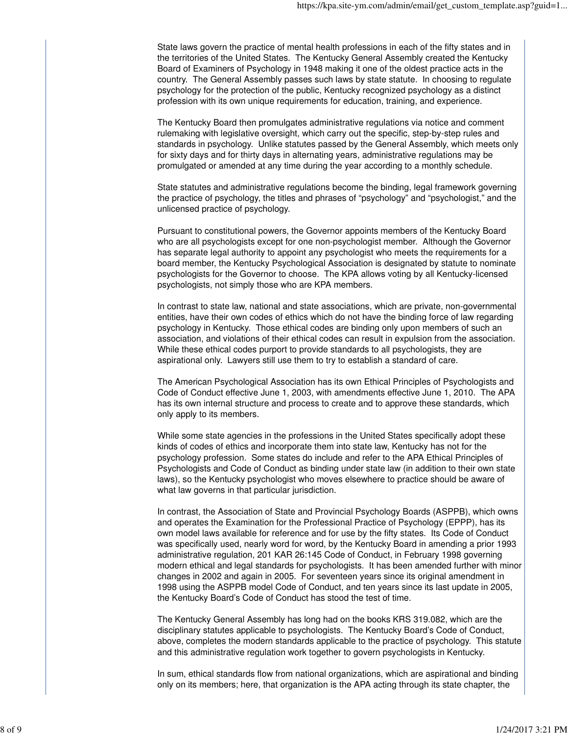State laws govern the practice of mental health professions in each of the fifty states and in the territories of the United States. The Kentucky General Assembly created the Kentucky Board of Examiners of Psychology in 1948 making it one of the oldest practice acts in the country. The General Assembly passes such laws by state statute. In choosing to regulate psychology for the protection of the public, Kentucky recognized psychology as a distinct profession with its own unique requirements for education, training, and experience.

The Kentucky Board then promulgates administrative regulations via notice and comment rulemaking with legislative oversight, which carry out the specific, step-by-step rules and standards in psychology. Unlike statutes passed by the General Assembly, which meets only for sixty days and for thirty days in alternating years, administrative regulations may be promulgated or amended at any time during the year according to a monthly schedule.

State statutes and administrative regulations become the binding, legal framework governing the practice of psychology, the titles and phrases of "psychology" and "psychologist," and the unlicensed practice of psychology.

Pursuant to constitutional powers, the Governor appoints members of the Kentucky Board who are all psychologists except for one non-psychologist member. Although the Governor has separate legal authority to appoint any psychologist who meets the requirements for a board member, the Kentucky Psychological Association is designated by statute to nominate psychologists for the Governor to choose. The KPA allows voting by all Kentucky-licensed psychologists, not simply those who are KPA members.

In contrast to state law, national and state associations, which are private, non-governmental entities, have their own codes of ethics which do not have the binding force of law regarding psychology in Kentucky. Those ethical codes are binding only upon members of such an association, and violations of their ethical codes can result in expulsion from the association. While these ethical codes purport to provide standards to all psychologists, they are aspirational only. Lawyers still use them to try to establish a standard of care.

The American Psychological Association has its own Ethical Principles of Psychologists and Code of Conduct effective June 1, 2003, with amendments effective June 1, 2010. The APA has its own internal structure and process to create and to approve these standards, which only apply to its members.

While some state agencies in the professions in the United States specifically adopt these kinds of codes of ethics and incorporate them into state law, Kentucky has not for the psychology profession. Some states do include and refer to the APA Ethical Principles of Psychologists and Code of Conduct as binding under state law (in addition to their own state laws), so the Kentucky psychologist who moves elsewhere to practice should be aware of what law governs in that particular jurisdiction.

In contrast, the Association of State and Provincial Psychology Boards (ASPPB), which owns and operates the Examination for the Professional Practice of Psychology (EPPP), has its own model laws available for reference and for use by the fifty states. Its Code of Conduct was specifically used, nearly word for word, by the Kentucky Board in amending a prior 1993 administrative regulation, 201 KAR 26:145 Code of Conduct, in February 1998 governing modern ethical and legal standards for psychologists. It has been amended further with minor changes in 2002 and again in 2005. For seventeen years since its original amendment in 1998 using the ASPPB model Code of Conduct, and ten years since its last update in 2005, the Kentucky Board's Code of Conduct has stood the test of time.

The Kentucky General Assembly has long had on the books KRS 319.082, which are the disciplinary statutes applicable to psychologists. The Kentucky Board's Code of Conduct, above, completes the modern standards applicable to the practice of psychology. This statute and this administrative regulation work together to govern psychologists in Kentucky.

In sum, ethical standards flow from national organizations, which are aspirational and binding only on its members; here, that organization is the APA acting through its state chapter, the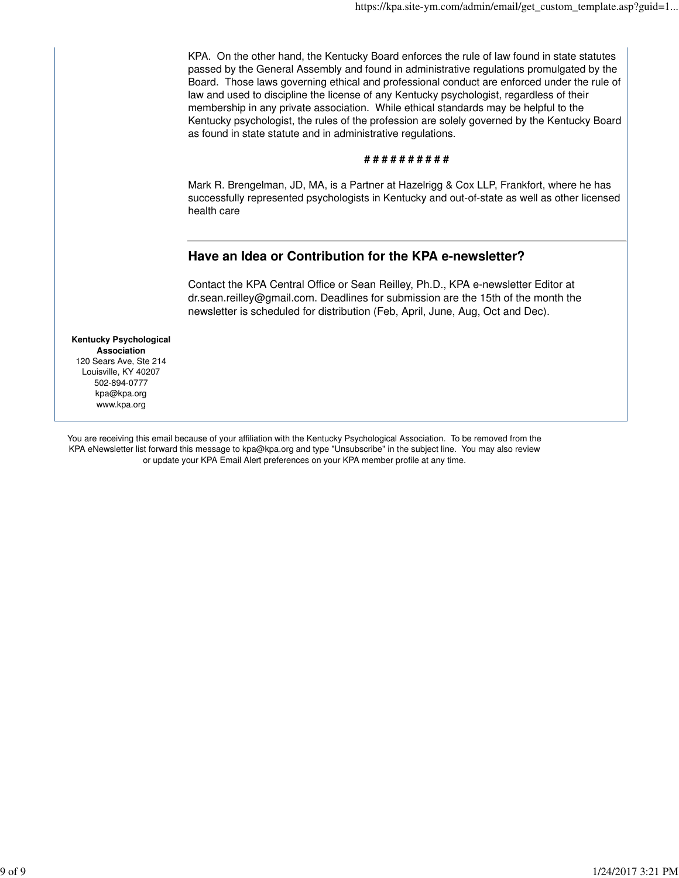KPA.  On the other hand, the Kentucky Board enforces the rule of law found in state statutes passed by the General Assembly and found in administrative regulations promulgated by the Board.  Those laws governing ethical and professional conduct are enforced under the rule of law and used to discipline the license of any Kentucky psychologist, regardless of their membership in any private association.  While ethical standards may be helpful to the Kentucky psychologist, the rules of the profession are solely governed by the Kentucky Board as found in state statute and in administrative regulations.

**# # # # # # # # # #**

Mark R. Brengelman, JD, MA, is a Partner at Hazelrigg & Cox LLP, Frankfort, where he has successfully represented psychologists in Kentucky and out-of-state as well as other licensed health care

---

## Have an Idea or Contribution for the KPA e-newsletter?

Contact the KPA Central Office or Sean Reilley, Ph.D., KPA e-newsletter Editor at dr.sean.reilley@gmail.com. Deadlines for submission are the 15th of the month the newsletter is scheduled for distribution (Feb, April, June, Aug, Oct and Dec).

**Kentucky Psychological Association**
120 Sears Ave, Ste 214
Louisville, KY 40207
502-894-0777
kpa@kpa.org
www.kpa.org

You are receiving this email because of your affiliation with the Kentucky Psychological Association.  To be removed from the KPA eNewsletter list forward this message to kpa@kpa.org and type "Unsubscribe" in the subject line.  You may also review or update your KPA Email Alert preferences on your KPA member profile at any time.